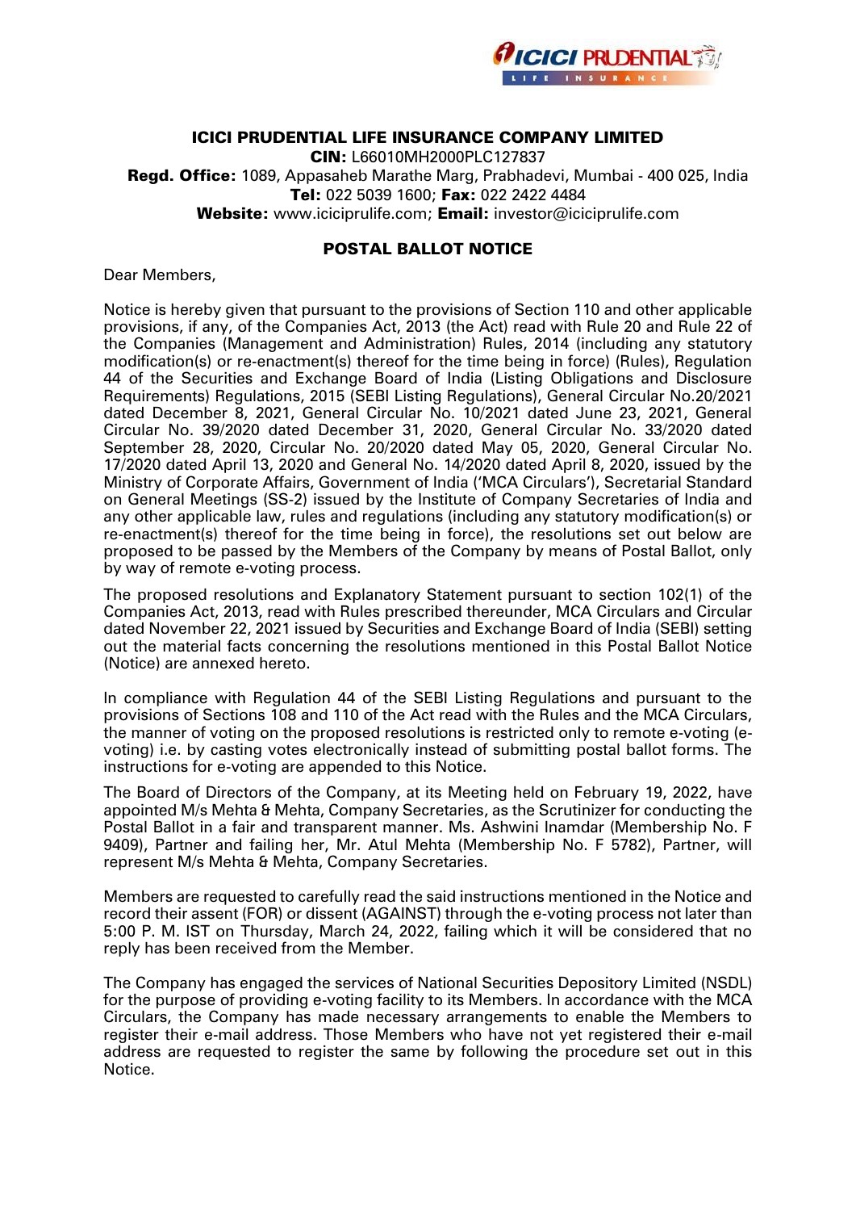# ICICI PRUDENTIAL LIFE INSURANCE COMPANY LIMITED

**CIN:** L66010MH2000PLC127837
**Regd. Office:** 1089, Appasaheb Marathe Marg, Prabhadevi, Mumbai - 400 025, India
**Tel:** 022 5039 1600; **Fax:** 022 2422 4484
**Website:** www.iciciprulife.com; **Email:** investor@iciciprulife.com

## POSTAL BALLOT NOTICE

Dear Members,

Notice is hereby given that pursuant to the provisions of Section 110 and other applicable provisions, if any, of the Companies Act, 2013 (the Act) read with Rule 20 and Rule 22 of the Companies (Management and Administration) Rules, 2014 (including any statutory modification(s) or re-enactment(s) thereof for the time being in force) (Rules), Regulation 44 of the Securities and Exchange Board of India (Listing Obligations and Disclosure Requirements) Regulations, 2015 (SEBI Listing Regulations), General Circular No.20/2021 dated December 8, 2021, General Circular No. 10/2021 dated June 23, 2021, General Circular No. 39/2020 dated December 31, 2020, General Circular No. 33/2020 dated September 28, 2020, Circular No. 20/2020 dated May 05, 2020, General Circular No. 17/2020 dated April 13, 2020 and General No. 14/2020 dated April 8, 2020, issued by the Ministry of Corporate Affairs, Government of India ('MCA Circulars'), Secretarial Standard on General Meetings (SS-2) issued by the Institute of Company Secretaries of India and any other applicable law, rules and regulations (including any statutory modification(s) or re-enactment(s) thereof for the time being in force), the resolutions set out below are proposed to be passed by the Members of the Company by means of Postal Ballot, only by way of remote e-voting process.

The proposed resolutions and Explanatory Statement pursuant to section 102(1) of the Companies Act, 2013, read with Rules prescribed thereunder, MCA Circulars and Circular dated November 22, 2021 issued by Securities and Exchange Board of India (SEBI) setting out the material facts concerning the resolutions mentioned in this Postal Ballot Notice (Notice) are annexed hereto.

In compliance with Regulation 44 of the SEBI Listing Regulations and pursuant to the provisions of Sections 108 and 110 of the Act read with the Rules and the MCA Circulars, the manner of voting on the proposed resolutions is restricted only to remote e-voting (e-voting) i.e. by casting votes electronically instead of submitting postal ballot forms. The instructions for e-voting are appended to this Notice.

The Board of Directors of the Company, at its Meeting held on February 19, 2022, have appointed M/s Mehta & Mehta, Company Secretaries, as the Scrutinizer for conducting the Postal Ballot in a fair and transparent manner. Ms. Ashwini Inamdar (Membership No. F 9409), Partner and failing her, Mr. Atul Mehta (Membership No. F 5782), Partner, will represent M/s Mehta & Mehta, Company Secretaries.

Members are requested to carefully read the said instructions mentioned in the Notice and record their assent (FOR) or dissent (AGAINST) through the e-voting process not later than 5:00 P. M. IST on Thursday, March 24, 2022, failing which it will be considered that no reply has been received from the Member.

The Company has engaged the services of National Securities Depository Limited (NSDL) for the purpose of providing e-voting facility to its Members. In accordance with the MCA Circulars, the Company has made necessary arrangements to enable the Members to register their e-mail address. Those Members who have not yet registered their e-mail address are requested to register the same by following the procedure set out in this Notice.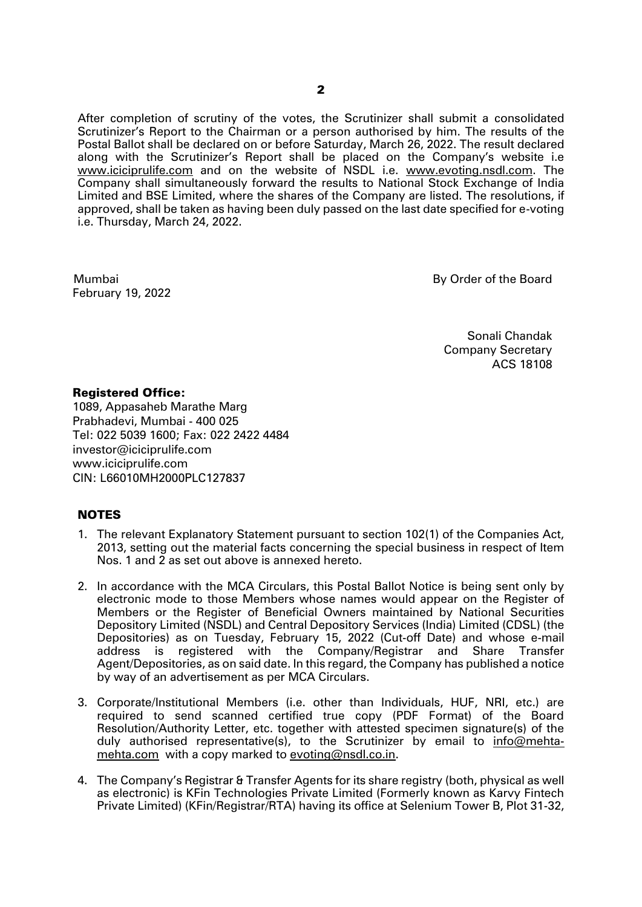After completion of scrutiny of the votes, the Scrutinizer shall submit a consolidated Scrutinizer's Report to the Chairman or a person authorised by him. The results of the Postal Ballot shall be declared on or before Saturday, March 26, 2022. The result declared along with the Scrutinizer's Report shall be placed on the Company's website i.e www.iciciprulife.com and on the website of NSDL i.e. www.evoting.nsdl.com. The Company shall simultaneously forward the results to National Stock Exchange of India Limited and BSE Limited, where the shares of the Company are listed. The resolutions, if approved, shall be taken as having been duly passed on the last date specified for e-voting i.e. Thursday, March 24, 2022.

Mumbai
February 19, 2022

By Order of the Board

Sonali Chandak
Company Secretary
ACS 18108

**Registered Office:**
1089, Appasaheb Marathe Marg
Prabhadevi, Mumbai - 400 025
Tel: 022 5039 1600; Fax: 022 2422 4484
investor@iciciprulife.com
www.iciciprulife.com
CIN: L66010MH2000PLC127837

## NOTES

1. The relevant Explanatory Statement pursuant to section 102(1) of the Companies Act, 2013, setting out the material facts concerning the special business in respect of Item Nos. 1 and 2 as set out above is annexed hereto.

2. In accordance with the MCA Circulars, this Postal Ballot Notice is being sent only by electronic mode to those Members whose names would appear on the Register of Members or the Register of Beneficial Owners maintained by National Securities Depository Limited (NSDL) and Central Depository Services (India) Limited (CDSL) (the Depositories) as on Tuesday, February 15, 2022 (Cut-off Date) and whose e-mail address is registered with the Company/Registrar and Share Transfer Agent/Depositories, as on said date. In this regard, the Company has published a notice by way of an advertisement as per MCA Circulars.

3. Corporate/Institutional Members (i.e. other than Individuals, HUF, NRI, etc.) are required to send scanned certified true copy (PDF Format) of the Board Resolution/Authority Letter, etc. together with attested specimen signature(s) of the duly authorised representative(s), to the Scrutinizer by email to info@mehta-mehta.com with a copy marked to evoting@nsdl.co.in.

4. The Company's Registrar & Transfer Agents for its share registry (both, physical as well as electronic) is KFin Technologies Private Limited (Formerly known as Karvy Fintech Private Limited) (KFin/Registrar/RTA) having its office at Selenium Tower B, Plot 31-32,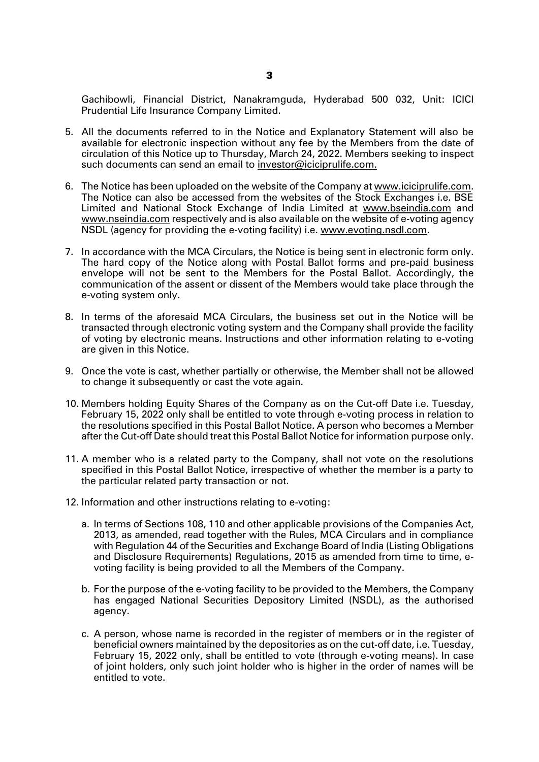Gachibowli, Financial District, Nanakramguda, Hyderabad 500 032, Unit: ICICI Prudential Life Insurance Company Limited.

5. All the documents referred to in the Notice and Explanatory Statement will also be available for electronic inspection without any fee by the Members from the date of circulation of this Notice up to Thursday, March 24, 2022. Members seeking to inspect such documents can send an email to investor@iciciprulife.com.

6. The Notice has been uploaded on the website of the Company at www.iciciprulife.com. The Notice can also be accessed from the websites of the Stock Exchanges i.e. BSE Limited and National Stock Exchange of India Limited at www.bseindia.com and www.nseindia.com respectively and is also available on the website of e-voting agency NSDL (agency for providing the e-voting facility) i.e. www.evoting.nsdl.com.

7. In accordance with the MCA Circulars, the Notice is being sent in electronic form only. The hard copy of the Notice along with Postal Ballot forms and pre-paid business envelope will not be sent to the Members for the Postal Ballot. Accordingly, the communication of the assent or dissent of the Members would take place through the e-voting system only.

8. In terms of the aforesaid MCA Circulars, the business set out in the Notice will be transacted through electronic voting system and the Company shall provide the facility of voting by electronic means. Instructions and other information relating to e-voting are given in this Notice.

9. Once the vote is cast, whether partially or otherwise, the Member shall not be allowed to change it subsequently or cast the vote again.

10. Members holding Equity Shares of the Company as on the Cut-off Date i.e. Tuesday, February 15, 2022 only shall be entitled to vote through e-voting process in relation to the resolutions specified in this Postal Ballot Notice. A person who becomes a Member after the Cut-off Date should treat this Postal Ballot Notice for information purpose only.

11. A member who is a related party to the Company, shall not vote on the resolutions specified in this Postal Ballot Notice, irrespective of whether the member is a party to the particular related party transaction or not.

12. Information and other instructions relating to e-voting:

    a. In terms of Sections 108, 110 and other applicable provisions of the Companies Act, 2013, as amended, read together with the Rules, MCA Circulars and in compliance with Regulation 44 of the Securities and Exchange Board of India (Listing Obligations and Disclosure Requirements) Regulations, 2015 as amended from time to time, e-voting facility is being provided to all the Members of the Company.

    b. For the purpose of the e-voting facility to be provided to the Members, the Company has engaged National Securities Depository Limited (NSDL), as the authorised agency.

    c. A person, whose name is recorded in the register of members or in the register of beneficial owners maintained by the depositories as on the cut-off date, i.e. Tuesday, February 15, 2022 only, shall be entitled to vote (through e-voting means). In case of joint holders, only such joint holder who is higher in the order of names will be entitled to vote.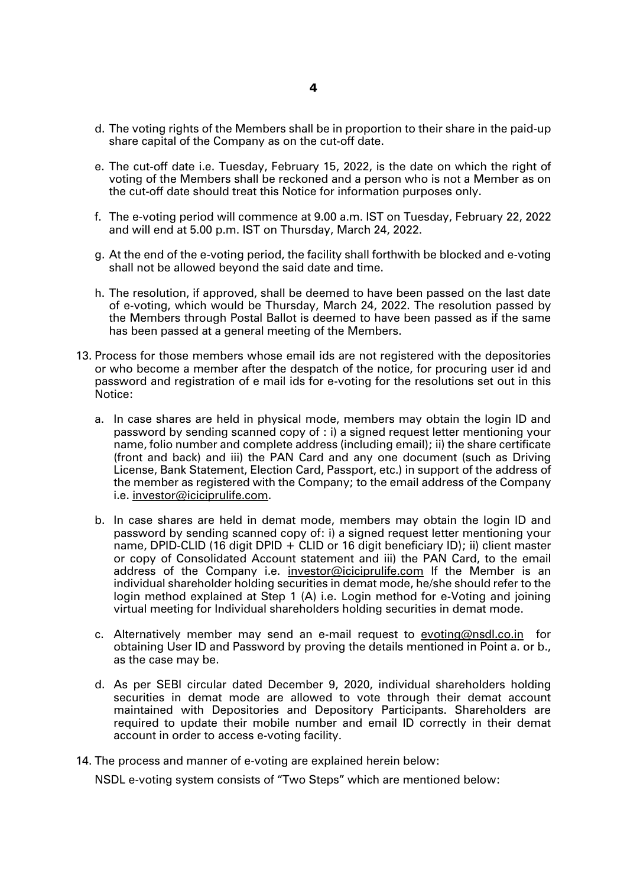d. The voting rights of the Members shall be in proportion to their share in the paid-up share capital of the Company as on the cut-off date.

e. The cut-off date i.e. Tuesday, February 15, 2022, is the date on which the right of voting of the Members shall be reckoned and a person who is not a Member as on the cut-off date should treat this Notice for information purposes only.

f. The e-voting period will commence at 9.00 a.m. IST on Tuesday, February 22, 2022 and will end at 5.00 p.m. IST on Thursday, March 24, 2022.

g. At the end of the e-voting period, the facility shall forthwith be blocked and e-voting shall not be allowed beyond the said date and time.

h. The resolution, if approved, shall be deemed to have been passed on the last date of e-voting, which would be Thursday, March 24, 2022. The resolution passed by the Members through Postal Ballot is deemed to have been passed as if the same has been passed at a general meeting of the Members.

13. Process for those members whose email ids are not registered with the depositories or who become a member after the despatch of the notice, for procuring user id and password and registration of e mail ids for e-voting for the resolutions set out in this Notice:

    a. In case shares are held in physical mode, members may obtain the login ID and password by sending scanned copy of : i) a signed request letter mentioning your name, folio number and complete address (including email); ii) the share certificate (front and back) and iii) the PAN Card and any one document (such as Driving License, Bank Statement, Election Card, Passport, etc.) in support of the address of the member as registered with the Company; to the email address of the Company i.e. investor@iciciprulife.com.

    b. In case shares are held in demat mode, members may obtain the login ID and password by sending scanned copy of: i) a signed request letter mentioning your name, DPID-CLID (16 digit DPID + CLID or 16 digit beneficiary ID); ii) client master or copy of Consolidated Account statement and iii) the PAN Card, to the email address of the Company i.e. investor@iciciprulife.com If the Member is an individual shareholder holding securities in demat mode, he/she should refer to the login method explained at Step 1 (A) i.e. Login method for e-Voting and joining virtual meeting for Individual shareholders holding securities in demat mode.

    c. Alternatively member may send an e-mail request to evoting@nsdl.co.in for obtaining User ID and Password by proving the details mentioned in Point a. or b., as the case may be.

    d. As per SEBI circular dated December 9, 2020, individual shareholders holding securities in demat mode are allowed to vote through their demat account maintained with Depositories and Depository Participants. Shareholders are required to update their mobile number and email ID correctly in their demat account in order to access e-voting facility.

14. The process and manner of e-voting are explained herein below:

    NSDL e-voting system consists of "Two Steps" which are mentioned below: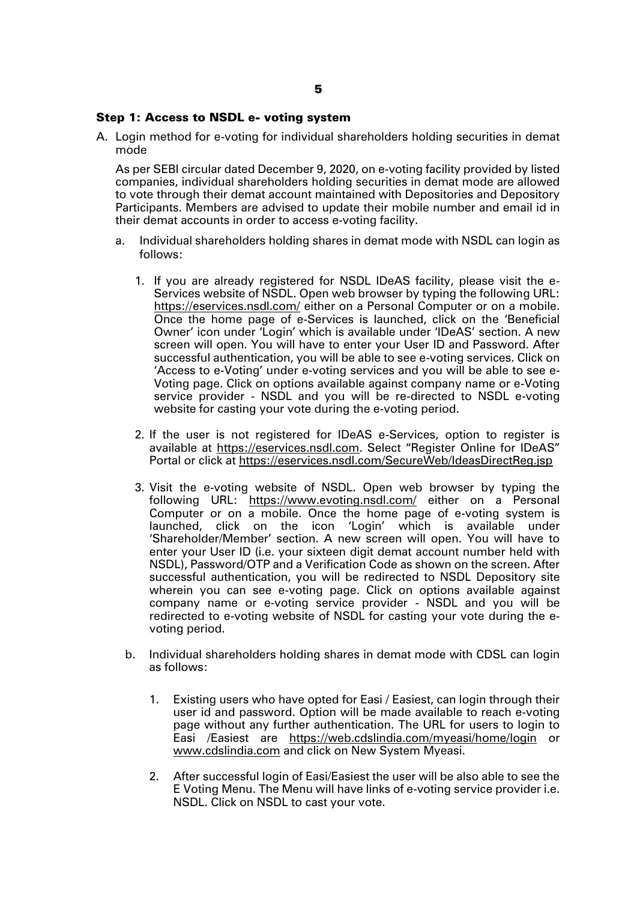### Step 1: Access to NSDL e- voting system

A. Login method for e-voting for individual shareholders holding securities in demat mode

   As per SEBI circular dated December 9, 2020, on e-voting facility provided by listed companies, individual shareholders holding securities in demat mode are allowed to vote through their demat account maintained with Depositories and Depository Participants. Members are advised to update their mobile number and email id in their demat accounts in order to access e-voting facility.

   a. Individual shareholders holding shares in demat mode with NSDL can login as follows:

      1. If you are already registered for NSDL IDeAS facility, please visit the e-Services website of NSDL. Open web browser by typing the following URL: https://eservices.nsdl.com/ either on a Personal Computer or on a mobile. Once the home page of e-Services is launched, click on the 'Beneficial Owner' icon under 'Login' which is available under 'IDeAS' section. A new screen will open. You will have to enter your User ID and Password. After successful authentication, you will be able to see e-voting services. Click on 'Access to e-Voting' under e-voting services and you will be able to see e-Voting page. Click on options available against company name or e-Voting service provider - NSDL and you will be re-directed to NSDL e-voting website for casting your vote during the e-voting period.

      2. If the user is not registered for IDeAS e-Services, option to register is available at https://eservices.nsdl.com. Select "Register Online for IDeAS" Portal or click at https://eservices.nsdl.com/SecureWeb/IdeasDirectReg.jsp

      3. Visit the e-voting website of NSDL. Open web browser by typing the following URL: https://www.evoting.nsdl.com/ either on a Personal Computer or on a mobile. Once the home page of e-voting system is launched, click on the icon 'Login' which is available under 'Shareholder/Member' section. A new screen will open. You will have to enter your User ID (i.e. your sixteen digit demat account number held with NSDL), Password/OTP and a Verification Code as shown on the screen. After successful authentication, you will be redirected to NSDL Depository site wherein you can see e-voting page. Click on options available against company name or e-voting service provider - NSDL and you will be redirected to e-voting website of NSDL for casting your vote during the e-voting period.

   b. Individual shareholders holding shares in demat mode with CDSL can login as follows:

      1. Existing users who have opted for Easi / Easiest, can login through their user id and password. Option will be made available to reach e-voting page without any further authentication. The URL for users to login to Easi /Easiest are https://web.cdslindia.com/myeasi/home/login or www.cdslindia.com and click on New System Myeasi.

      2. After successful login of Easi/Easiest the user will be also able to see the E Voting Menu. The Menu will have links of e-voting service provider i.e. NSDL. Click on NSDL to cast your vote.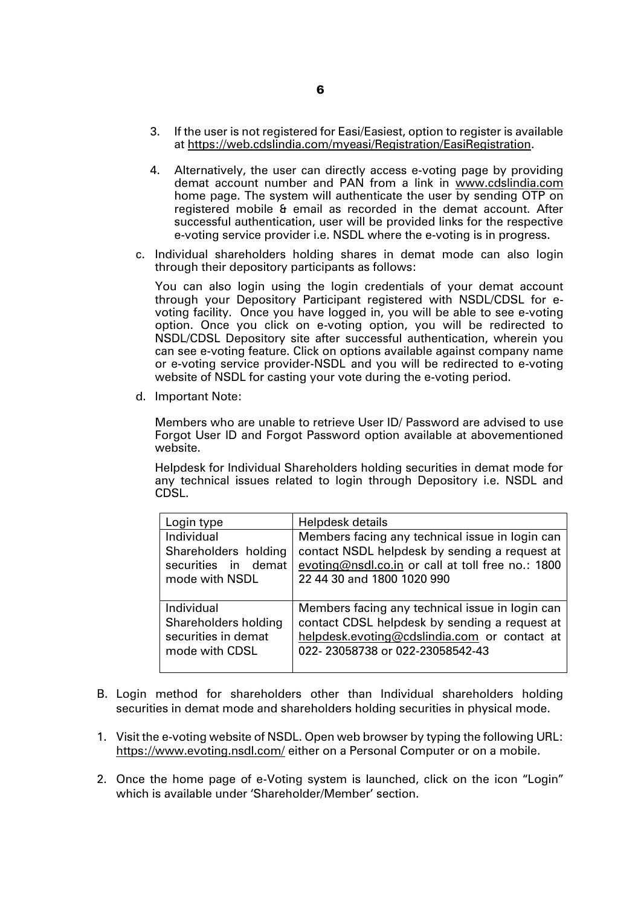3. If the user is not registered for Easi/Easiest, option to register is available at https://web.cdslindia.com/myeasi/Registration/EasiRegistration.

4. Alternatively, the user can directly access e-voting page by providing demat account number and PAN from a link in www.cdslindia.com home page. The system will authenticate the user by sending OTP on registered mobile & email as recorded in the demat account. After successful authentication, user will be provided links for the respective e-voting service provider i.e. NSDL where the e-voting is in progress.

c. Individual shareholders holding shares in demat mode can also login through their depository participants as follows:

   You can also login using the login credentials of your demat account through your Depository Participant registered with NSDL/CDSL for e-voting facility. Once you have logged in, you will be able to see e-voting option. Once you click on e-voting option, you will be redirected to NSDL/CDSL Depository site after successful authentication, wherein you can see e-voting feature. Click on options available against company name or e-voting service provider-NSDL and you will be redirected to e-voting website of NSDL for casting your vote during the e-voting period.

d. Important Note:

   Members who are unable to retrieve User ID/ Password are advised to use Forgot User ID and Forgot Password option available at abovementioned website.

   Helpdesk for Individual Shareholders holding securities in demat mode for any technical issues related to login through Depository i.e. NSDL and CDSL.

| Login type | Helpdesk details |
|---|---|
| Individual Shareholders holding securities in demat mode with NSDL | Members facing any technical issue in login can contact NSDL helpdesk by sending a request at evoting@nsdl.co.in or call at toll free no.: 1800 22 44 30 and 1800 1020 990 |
| Individual Shareholders holding securities in demat mode with CDSL | Members facing any technical issue in login can contact CDSL helpdesk by sending a request at helpdesk.evoting@cdslindia.com or contact at 022- 23058738 or 022-23058542-43 |

B. Login method for shareholders other than Individual shareholders holding securities in demat mode and shareholders holding securities in physical mode.

1. Visit the e-voting website of NSDL. Open web browser by typing the following URL: https://www.evoting.nsdl.com/ either on a Personal Computer or on a mobile.

2. Once the home page of e-Voting system is launched, click on the icon "Login" which is available under 'Shareholder/Member' section.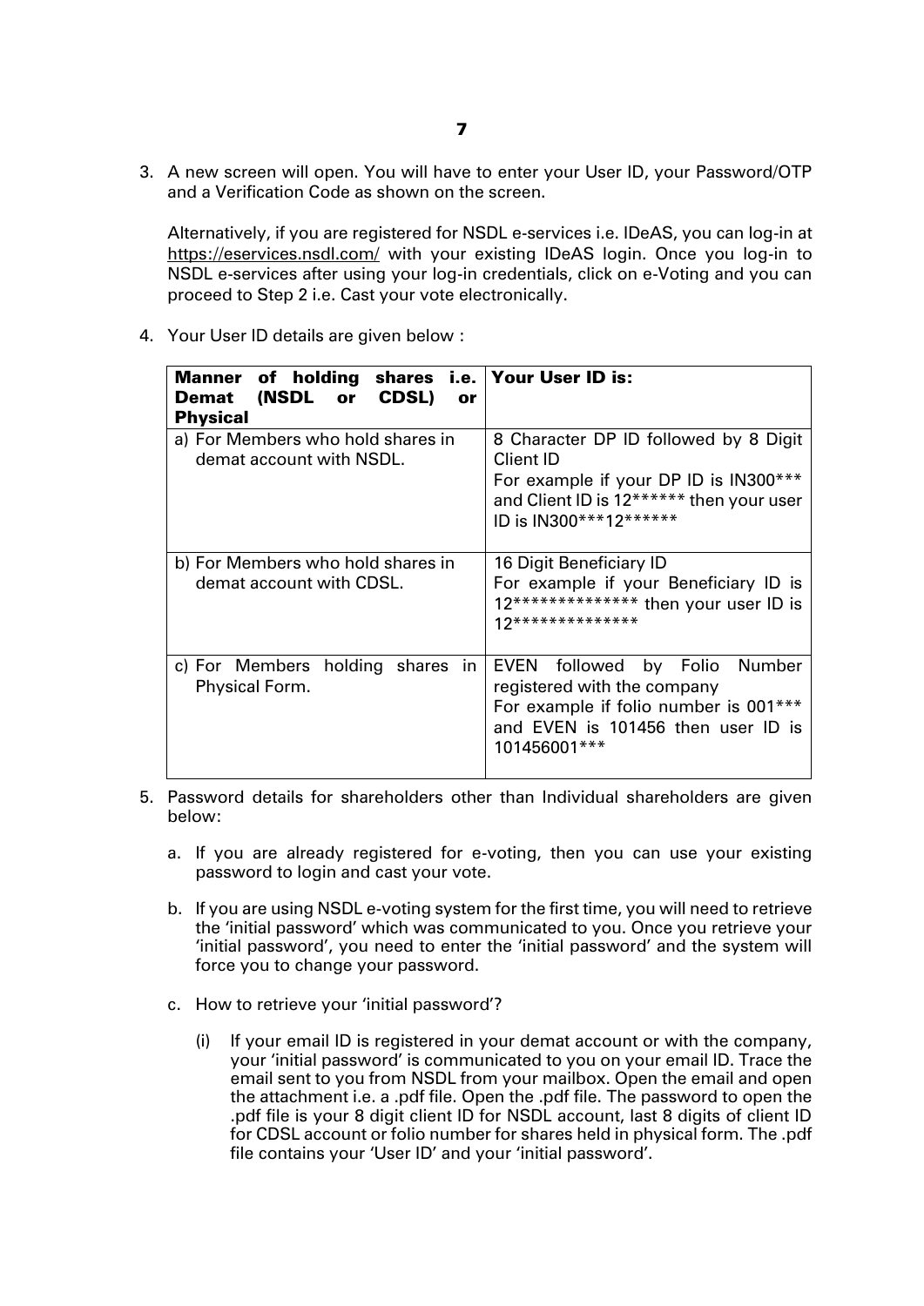3. A new screen will open. You will have to enter your User ID, your Password/OTP and a Verification Code as shown on the screen.

   Alternatively, if you are registered for NSDL e-services i.e. IDeAS, you can log-in at https://eservices.nsdl.com/ with your existing IDeAS login. Once you log-in to NSDL e-services after using your log-in credentials, click on e-Voting and you can proceed to Step 2 i.e. Cast your vote electronically.

4. Your User ID details are given below :

| **Manner of holding shares i.e. Demat (NSDL or CDSL) or Physical** | **Your User ID is:** |
|---|---|
| a) For Members who hold shares in demat account with NSDL. | 8 Character DP ID followed by 8 Digit Client ID<br>For example if your DP ID is IN300*** and Client ID is 12****** then your user ID is IN300***12****** |
| b) For Members who hold shares in demat account with CDSL. | 16 Digit Beneficiary ID<br>For example if your Beneficiary ID is 12************** then your user ID is 12************** |
| c) For Members holding shares in Physical Form. | EVEN followed by Folio Number registered with the company<br>For example if folio number is 001*** and EVEN is 101456 then user ID is 101456001*** |

5. Password details for shareholders other than Individual shareholders are given below:

   a. If you are already registered for e-voting, then you can use your existing password to login and cast your vote.

   b. If you are using NSDL e-voting system for the first time, you will need to retrieve the 'initial password' which was communicated to you. Once you retrieve your 'initial password', you need to enter the 'initial password' and the system will force you to change your password.

   c. How to retrieve your 'initial password'?

      (i) If your email ID is registered in your demat account or with the company, your 'initial password' is communicated to you on your email ID. Trace the email sent to you from NSDL from your mailbox. Open the email and open the attachment i.e. a .pdf file. Open the .pdf file. The password to open the .pdf file is your 8 digit client ID for NSDL account, last 8 digits of client ID for CDSL account or folio number for shares held in physical form. The .pdf file contains your 'User ID' and your 'initial password'.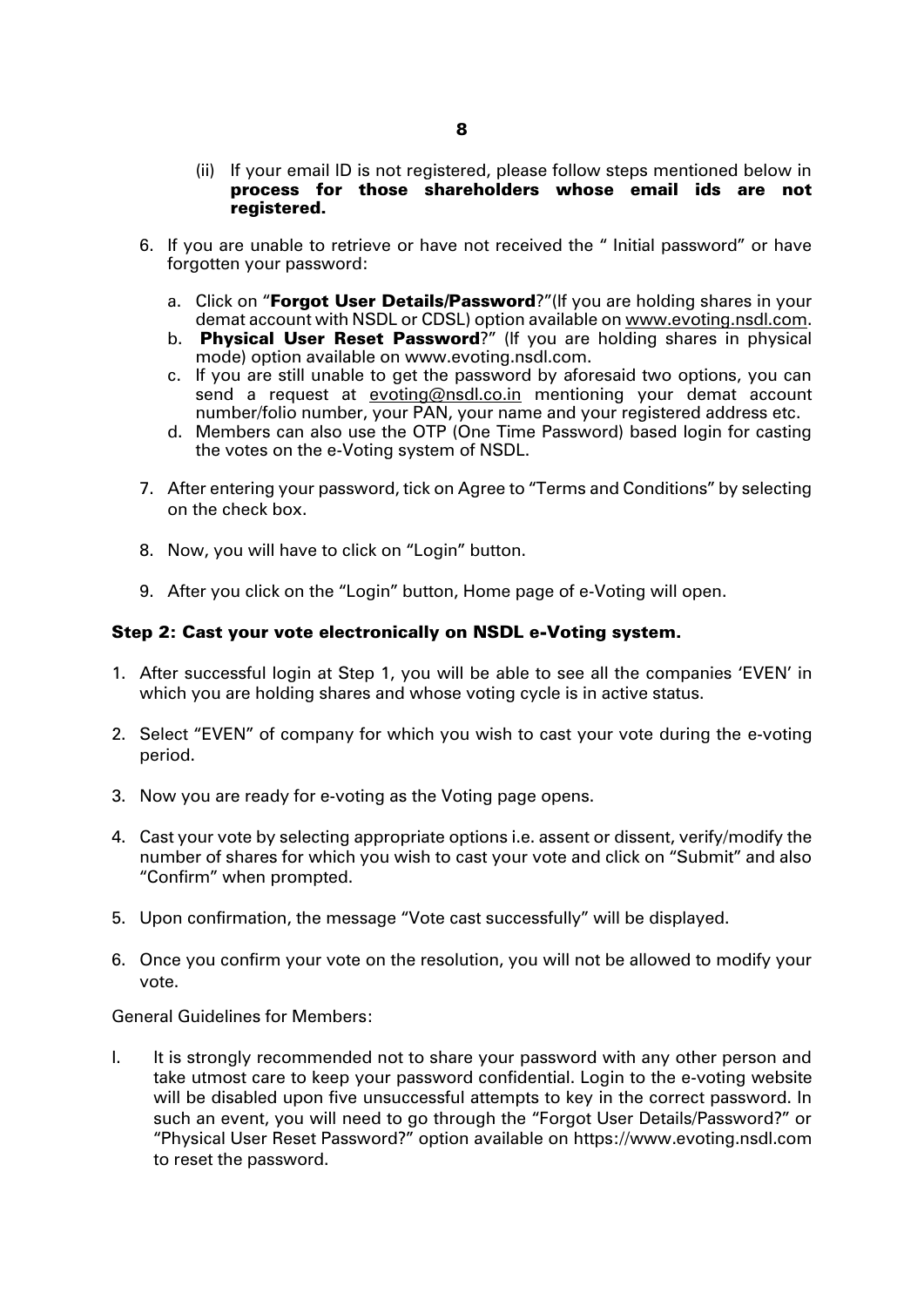(ii) If your email ID is not registered, please follow steps mentioned below in **process for those shareholders whose email ids are not registered.**

6. If you are unable to retrieve or have not received the " Initial password" or have forgotten your password:

   a. Click on "**Forgot User Details/Password**?"(If you are holding shares in your demat account with NSDL or CDSL) option available on www.evoting.nsdl.com.
   b. **Physical User Reset Password**?" (If you are holding shares in physical mode) option available on www.evoting.nsdl.com.
   c. If you are still unable to get the password by aforesaid two options, you can send a request at evoting@nsdl.co.in mentioning your demat account number/folio number, your PAN, your name and your registered address etc.
   d. Members can also use the OTP (One Time Password) based login for casting the votes on the e-Voting system of NSDL.

7. After entering your password, tick on Agree to "Terms and Conditions" by selecting on the check box.

8. Now, you will have to click on "Login" button.

9. After you click on the "Login" button, Home page of e-Voting will open.

**Step 2: Cast your vote electronically on NSDL e-Voting system.**

1. After successful login at Step 1, you will be able to see all the companies 'EVEN' in which you are holding shares and whose voting cycle is in active status.

2. Select "EVEN" of company for which you wish to cast your vote during the e-voting period.

3. Now you are ready for e-voting as the Voting page opens.

4. Cast your vote by selecting appropriate options i.e. assent or dissent, verify/modify the number of shares for which you wish to cast your vote and click on "Submit" and also "Confirm" when prompted.

5. Upon confirmation, the message "Vote cast successfully" will be displayed.

6. Once you confirm your vote on the resolution, you will not be allowed to modify your vote.

General Guidelines for Members:

I. It is strongly recommended not to share your password with any other person and take utmost care to keep your password confidential. Login to the e-voting website will be disabled upon five unsuccessful attempts to key in the correct password. In such an event, you will need to go through the "Forgot User Details/Password?" or "Physical User Reset Password?" option available on https://www.evoting.nsdl.com to reset the password.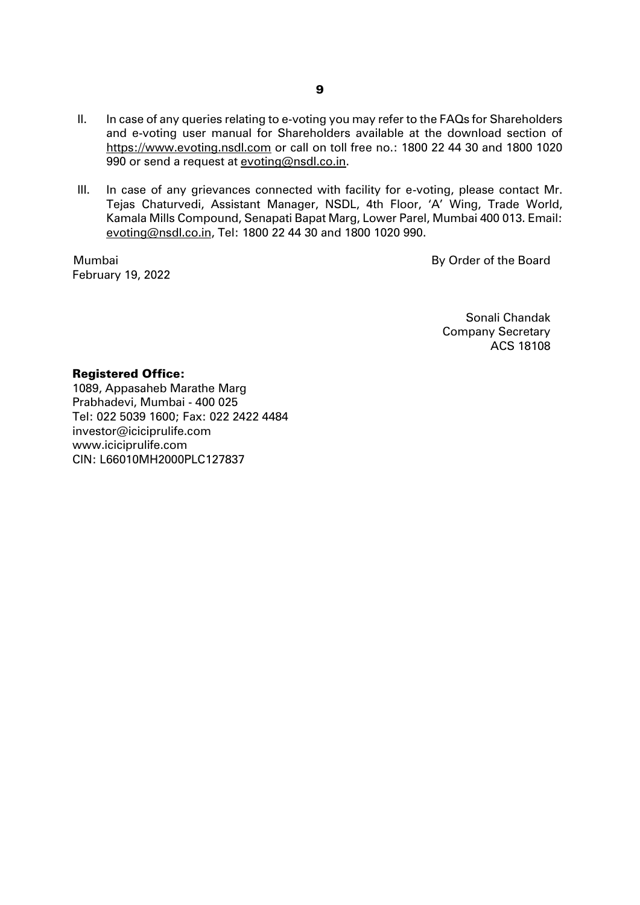II. In case of any queries relating to e-voting you may refer to the FAQs for Shareholders and e-voting user manual for Shareholders available at the download section of https://www.evoting.nsdl.com or call on toll free no.: 1800 22 44 30 and 1800 1020 990 or send a request at evoting@nsdl.co.in.

III. In case of any grievances connected with facility for e-voting, please contact Mr. Tejas Chaturvedi, Assistant Manager, NSDL, 4th Floor, 'A' Wing, Trade World, Kamala Mills Compound, Senapati Bapat Marg, Lower Parel, Mumbai 400 013. Email: evoting@nsdl.co.in, Tel: 1800 22 44 30 and 1800 1020 990.

Mumbai
February 19, 2022

By Order of the Board

Sonali Chandak
Company Secretary
ACS 18108

**Registered Office:**
1089, Appasaheb Marathe Marg
Prabhadevi, Mumbai - 400 025
Tel: 022 5039 1600; Fax: 022 2422 4484
investor@iciciprulife.com
www.iciciprulife.com
CIN: L66010MH2000PLC127837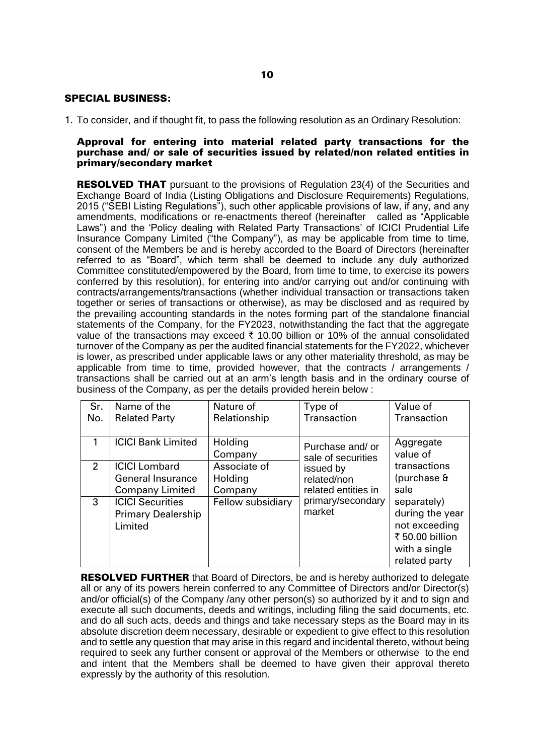## SPECIAL BUSINESS:

1. To consider, and if thought fit, to pass the following resolution as an Ordinary Resolution:

**Approval for entering into material related party transactions for the purchase and/ or sale of securities issued by related/non related entities in primary/secondary market**

**RESOLVED THAT** pursuant to the provisions of Regulation 23(4) of the Securities and Exchange Board of India (Listing Obligations and Disclosure Requirements) Regulations, 2015 ("SEBI Listing Regulations"), such other applicable provisions of law, if any, and any amendments, modifications or re-enactments thereof (hereinafter called as "Applicable Laws") and the 'Policy dealing with Related Party Transactions' of ICICI Prudential Life Insurance Company Limited ("the Company"), as may be applicable from time to time, consent of the Members be and is hereby accorded to the Board of Directors (hereinafter referred to as "Board", which term shall be deemed to include any duly authorized Committee constituted/empowered by the Board, from time to time, to exercise its powers conferred by this resolution), for entering into and/or carrying out and/or continuing with contracts/arrangements/transactions (whether individual transaction or transactions taken together or series of transactions or otherwise), as may be disclosed and as required by the prevailing accounting standards in the notes forming part of the standalone financial statements of the Company, for the FY2023, notwithstanding the fact that the aggregate value of the transactions may exceed ₹ 10.00 billion or 10% of the annual consolidated turnover of the Company as per the audited financial statements for the FY2022, whichever is lower, as prescribed under applicable laws or any other materiality threshold, as may be applicable from time to time, provided however, that the contracts / arrangements / transactions shall be carried out at an arm's length basis and in the ordinary course of business of the Company, as per the details provided herein below :

| Sr. No. | Name of the Related Party | Nature of Relationship | Type of Transaction | Value of Transaction |
|---|---|---|---|---|
| 1 | ICICI Bank Limited | Holding Company | Purchase and/ or sale of securities issued by related/non related entities in primary/secondary market | Aggregate value of transactions (purchase & sale separately) during the year not exceeding ₹ 50.00 billion with a single related party |
| 2 | ICICI Lombard General Insurance Company Limited | Associate of Holding Company | | |
| 3 | ICICI Securities Primary Dealership Limited | Fellow subsidiary | | |

**RESOLVED FURTHER** that Board of Directors, be and is hereby authorized to delegate all or any of its powers herein conferred to any Committee of Directors and/or Director(s) and/or official(s) of the Company /any other person(s) so authorized by it and to sign and execute all such documents, deeds and writings, including filing the said documents, etc. and do all such acts, deeds and things and take necessary steps as the Board may in its absolute discretion deem necessary, desirable or expedient to give effect to this resolution and to settle any question that may arise in this regard and incidental thereto, without being required to seek any further consent or approval of the Members or otherwise to the end and intent that the Members shall be deemed to have given their approval thereto expressly by the authority of this resolution.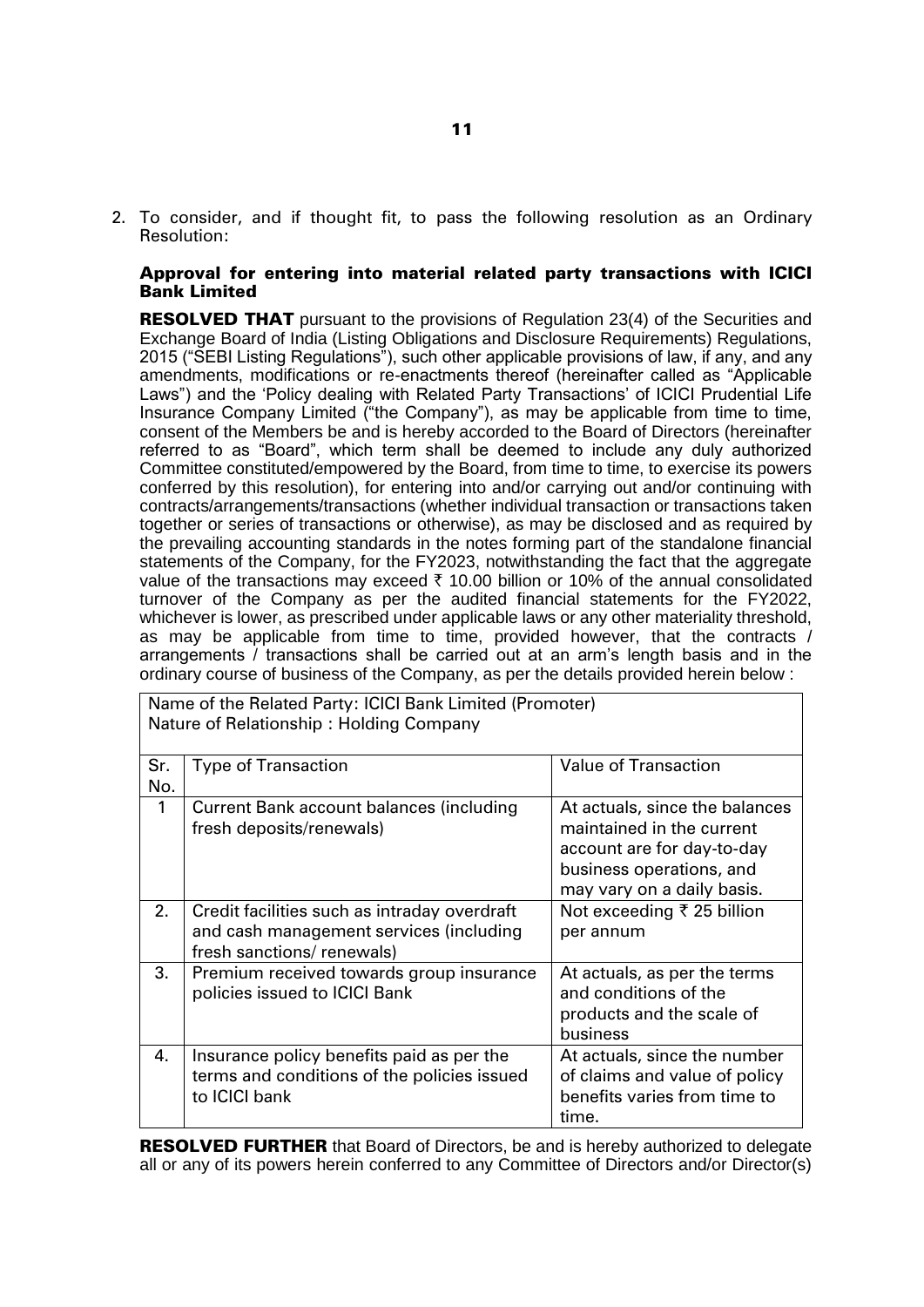2. To consider, and if thought fit, to pass the following resolution as an Ordinary Resolution:

**Approval for entering into material related party transactions with ICICI Bank Limited**

**RESOLVED THAT** pursuant to the provisions of Regulation 23(4) of the Securities and Exchange Board of India (Listing Obligations and Disclosure Requirements) Regulations, 2015 ("SEBI Listing Regulations"), such other applicable provisions of law, if any, and any amendments, modifications or re-enactments thereof (hereinafter called as "Applicable Laws") and the 'Policy dealing with Related Party Transactions' of ICICI Prudential Life Insurance Company Limited ("the Company"), as may be applicable from time to time, consent of the Members be and is hereby accorded to the Board of Directors (hereinafter referred to as "Board", which term shall be deemed to include any duly authorized Committee constituted/empowered by the Board, from time to time, to exercise its powers conferred by this resolution), for entering into and/or carrying out and/or continuing with contracts/arrangements/transactions (whether individual transaction or transactions taken together or series of transactions or otherwise), as may be disclosed and as required by the prevailing accounting standards in the notes forming part of the standalone financial statements of the Company, for the FY2023, notwithstanding the fact that the aggregate value of the transactions may exceed ₹ 10.00 billion or 10% of the annual consolidated turnover of the Company as per the audited financial statements for the FY2022, whichever is lower, as prescribed under applicable laws or any other materiality threshold, as may be applicable from time to time, provided however, that the contracts / arrangements / transactions shall be carried out at an arm's length basis and in the ordinary course of business of the Company, as per the details provided herein below :

| Name of the Related Party: ICICI Bank Limited (Promoter)<br>Nature of Relationship : Holding Company | | |
|---|---|---|
| **Sr. No.** | **Type of Transaction** | **Value of Transaction** |
| 1 | Current Bank account balances (including fresh deposits/renewals) | At actuals, since the balances maintained in the current account are for day-to-day business operations, and may vary on a daily basis. |
| 2. | Credit facilities such as intraday overdraft and cash management services (including fresh sanctions/ renewals) | Not exceeding ₹ 25 billion per annum |
| 3. | Premium received towards group insurance policies issued to ICICI Bank | At actuals, as per the terms and conditions of the products and the scale of business |
| 4. | Insurance policy benefits paid as per the terms and conditions of the policies issued to ICICI bank | At actuals, since the number of claims and value of policy benefits varies from time to time. |

**RESOLVED FURTHER** that Board of Directors, be and is hereby authorized to delegate all or any of its powers herein conferred to any Committee of Directors and/or Director(s)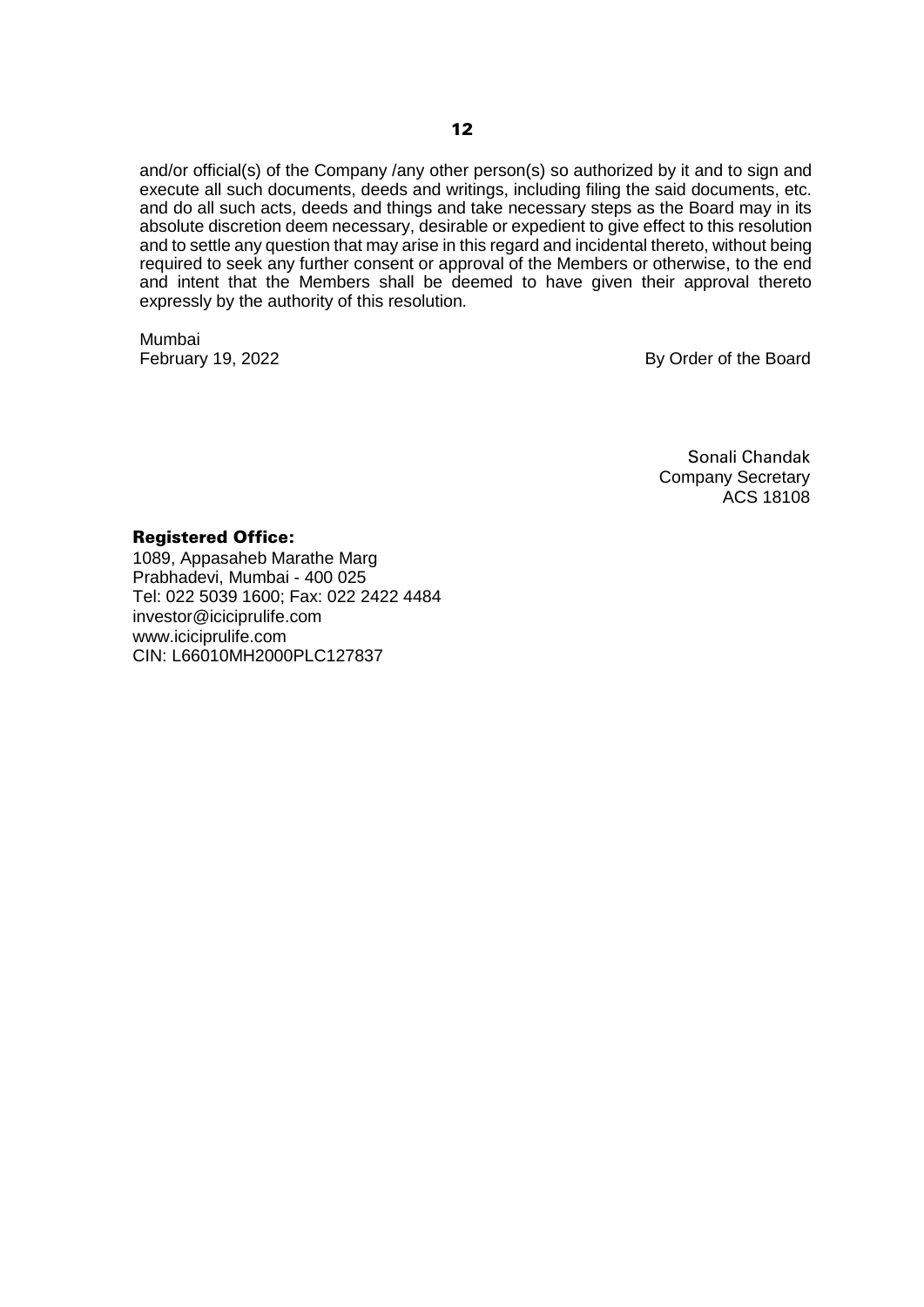and/or official(s) of the Company /any other person(s) so authorized by it and to sign and execute all such documents, deeds and writings, including filing the said documents, etc. and do all such acts, deeds and things and take necessary steps as the Board may in its absolute discretion deem necessary, desirable or expedient to give effect to this resolution and to settle any question that may arise in this regard and incidental thereto, without being required to seek any further consent or approval of the Members or otherwise, to the end and intent that the Members shall be deemed to have given their approval thereto expressly by the authority of this resolution.

Mumbai
February 19, 2022

By Order of the Board

Sonali Chandak
Company Secretary
ACS 18108

**Registered Office:**
1089, Appasaheb Marathe Marg
Prabhadevi, Mumbai - 400 025
Tel: 022 5039 1600; Fax: 022 2422 4484
investor@iciciprulife.com
www.iciciprulife.com
CIN: L66010MH2000PLC127837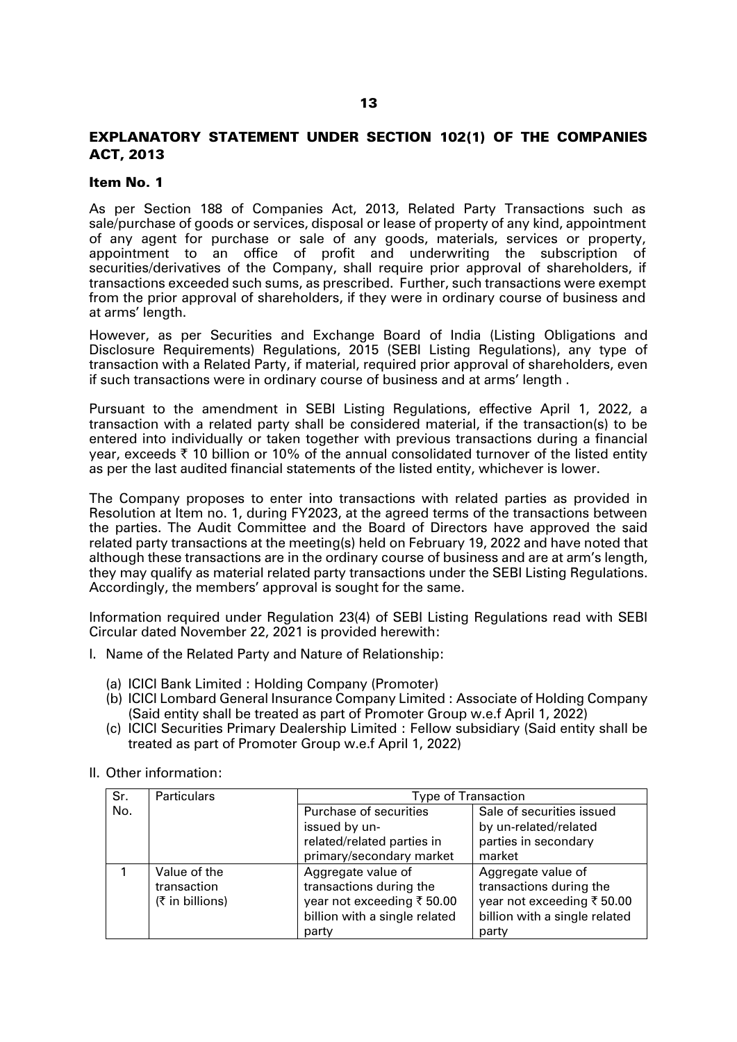## EXPLANATORY STATEMENT UNDER SECTION 102(1) OF THE COMPANIES ACT, 2013

### Item No. 1

As per Section 188 of Companies Act, 2013, Related Party Transactions such as sale/purchase of goods or services, disposal or lease of property of any kind, appointment of any agent for purchase or sale of any goods, materials, services or property, appointment to an office of profit and underwriting the subscription of securities/derivatives of the Company, shall require prior approval of shareholders, if transactions exceeded such sums, as prescribed. Further, such transactions were exempt from the prior approval of shareholders, if they were in ordinary course of business and at arms' length.

However, as per Securities and Exchange Board of India (Listing Obligations and Disclosure Requirements) Regulations, 2015 (SEBI Listing Regulations), any type of transaction with a Related Party, if material, required prior approval of shareholders, even if such transactions were in ordinary course of business and at arms' length .

Pursuant to the amendment in SEBI Listing Regulations, effective April 1, 2022, a transaction with a related party shall be considered material, if the transaction(s) to be entered into individually or taken together with previous transactions during a financial year, exceeds ₹ 10 billion or 10% of the annual consolidated turnover of the listed entity as per the last audited financial statements of the listed entity, whichever is lower.

The Company proposes to enter into transactions with related parties as provided in Resolution at Item no. 1, during FY2023, at the agreed terms of the transactions between the parties. The Audit Committee and the Board of Directors have approved the said related party transactions at the meeting(s) held on February 19, 2022 and have noted that although these transactions are in the ordinary course of business and are at arm's length, they may qualify as material related party transactions under the SEBI Listing Regulations. Accordingly, the members' approval is sought for the same.

Information required under Regulation 23(4) of SEBI Listing Regulations read with SEBI Circular dated November 22, 2021 is provided herewith:

I. Name of the Related Party and Nature of Relationship:

   (a) ICICI Bank Limited : Holding Company (Promoter)
   (b) ICICI Lombard General Insurance Company Limited : Associate of Holding Company (Said entity shall be treated as part of Promoter Group w.e.f April 1, 2022)
   (c) ICICI Securities Primary Dealership Limited : Fellow subsidiary (Said entity shall be treated as part of Promoter Group w.e.f April 1, 2022)

II. Other information:

| Sr. No. | Particulars | Type of Transaction | |
|---|---|---|---|
| | | Purchase of securities issued by un-related/related parties in primary/secondary market | Sale of securities issued by un-related/related parties in secondary market |
| 1 | Value of the transaction (₹ in billions) | Aggregate value of transactions during the year not exceeding ₹ 50.00 billion with a single related party | Aggregate value of transactions during the year not exceeding ₹ 50.00 billion with a single related party |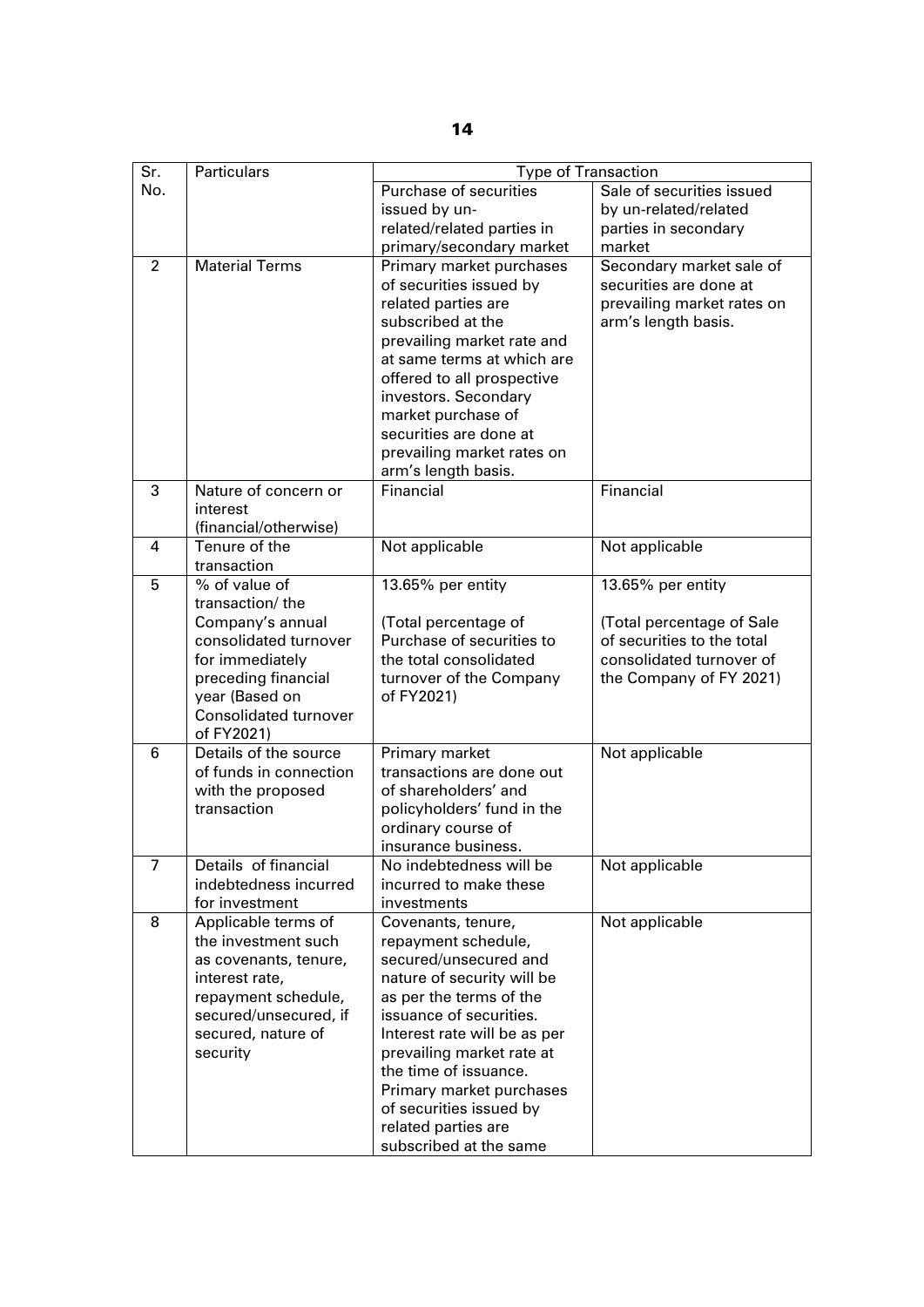| Sr. No. | Particulars | Type of Transaction | |
|---|---|---|---|
| | | Purchase of securities issued by un-related/related parties in primary/secondary market | Sale of securities issued by un-related/related parties in secondary market |
| 2 | Material Terms | Primary market purchases of securities issued by related parties are subscribed at the prevailing market rate and at same terms at which are offered to all prospective investors. Secondary market purchase of securities are done at prevailing market rates on arm's length basis. | Secondary market sale of securities are done at prevailing market rates on arm's length basis. |
| 3 | Nature of concern or interest (financial/otherwise) | Financial | Financial |
| 4 | Tenure of the transaction | Not applicable | Not applicable |
| 5 | % of value of transaction/ the Company's annual consolidated turnover for immediately preceding financial year (Based on Consolidated turnover of FY2021) | 13.65% per entity<br><br>(Total percentage of Purchase of securities to the total consolidated turnover of the Company of FY2021) | 13.65% per entity<br><br>(Total percentage of Sale of securities to the total consolidated turnover of the Company of FY 2021) |
| 6 | Details of the source of funds in connection with the proposed transaction | Primary market transactions are done out of shareholders' and policyholders' fund in the ordinary course of insurance business. | Not applicable |
| 7 | Details of financial indebtedness incurred for investment | No indebtedness will be incurred to make these investments | Not applicable |
| 8 | Applicable terms of the investment such as covenants, tenure, interest rate, repayment schedule, secured/unsecured, if secured, nature of security | Covenants, tenure, repayment schedule, secured/unsecured and nature of security will be as per the terms of the issuance of securities. Interest rate will be as per prevailing market rate at the time of issuance. Primary market purchases of securities issued by related parties are subscribed at the same | Not applicable |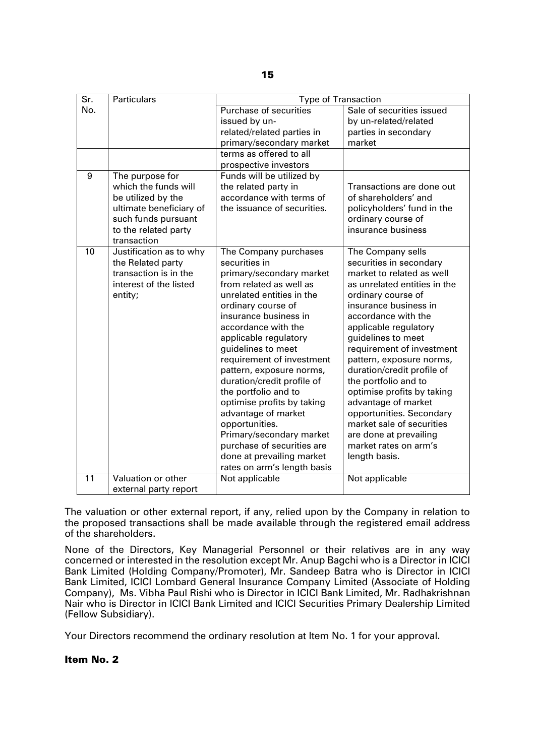| Sr. No. | Particulars | Type of Transaction | |
|---|---|---|---|
| | | Purchase of securities issued by un-related/related parties in primary/secondary market | Sale of securities issued by un-related/related parties in secondary market |
| | | terms as offered to all prospective investors | |
| 9 | The purpose for which the funds will be utilized by the ultimate beneficiary of such funds pursuant to the related party transaction | Funds will be utilized by the related party in accordance with terms of the issuance of securities. | Transactions are done out of shareholders' and policyholders' fund in the ordinary course of insurance business |
| 10 | Justification as to why the Related party transaction is in the interest of the listed entity; | The Company purchases securities in primary/secondary market from related as well as unrelated entities in the ordinary course of insurance business in accordance with the applicable regulatory guidelines to meet requirement of investment pattern, exposure norms, duration/credit profile of the portfolio and to optimise profits by taking advantage of market opportunities. Primary/secondary market purchase of securities are done at prevailing market rates on arm's length basis | The Company sells securities in secondary market to related as well as unrelated entities in the ordinary course of insurance business in accordance with the applicable regulatory guidelines to meet requirement of investment pattern, exposure norms, duration/credit profile of the portfolio and to optimise profits by taking advantage of market opportunities. Secondary market sale of securities are done at prevailing market rates on arm's length basis. |
| 11 | Valuation or other external party report | Not applicable | Not applicable |

The valuation or other external report, if any, relied upon by the Company in relation to the proposed transactions shall be made available through the registered email address of the shareholders.

None of the Directors, Key Managerial Personnel or their relatives are in any way concerned or interested in the resolution except Mr. Anup Bagchi who is a Director in ICICI Bank Limited (Holding Company/Promoter), Mr. Sandeep Batra who is Director in ICICI Bank Limited, ICICI Lombard General Insurance Company Limited (Associate of Holding Company), Ms. Vibha Paul Rishi who is Director in ICICI Bank Limited, Mr. Radhakrishnan Nair who is Director in ICICI Bank Limited and ICICI Securities Primary Dealership Limited (Fellow Subsidiary).

Your Directors recommend the ordinary resolution at Item No. 1 for your approval.

**Item No. 2**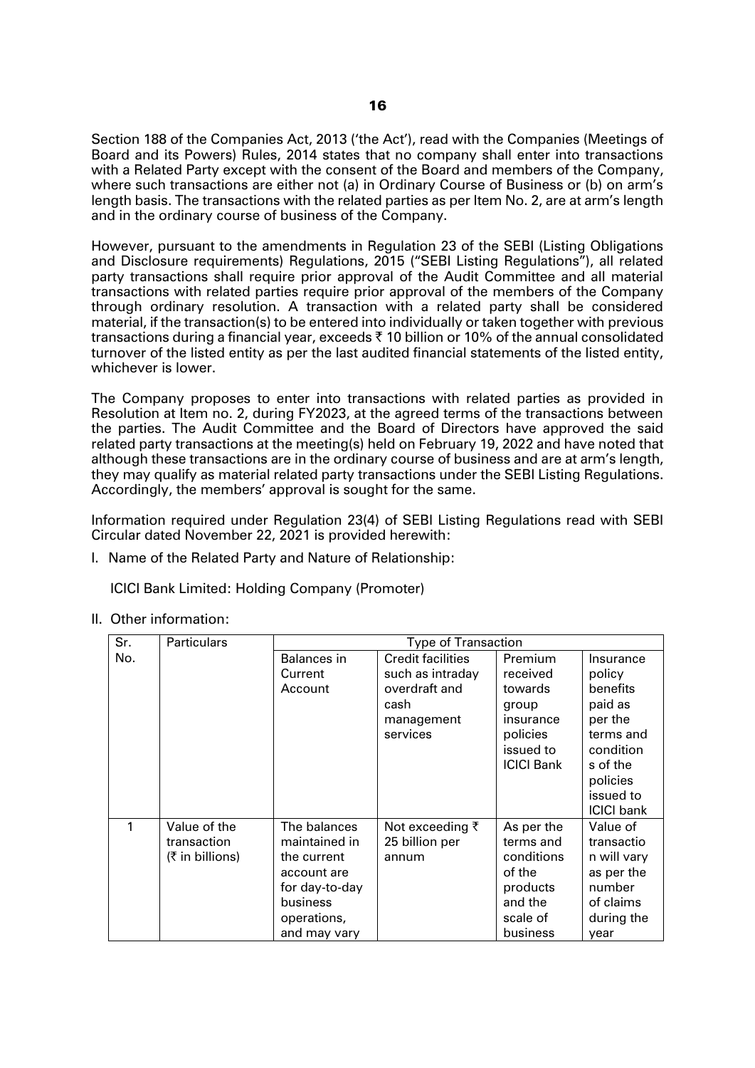Section 188 of the Companies Act, 2013 ('the Act'), read with the Companies (Meetings of Board and its Powers) Rules, 2014 states that no company shall enter into transactions with a Related Party except with the consent of the Board and members of the Company, where such transactions are either not (a) in Ordinary Course of Business or (b) on arm's length basis. The transactions with the related parties as per Item No. 2, are at arm's length and in the ordinary course of business of the Company.

However, pursuant to the amendments in Regulation 23 of the SEBI (Listing Obligations and Disclosure requirements) Regulations, 2015 ("SEBI Listing Regulations"), all related party transactions shall require prior approval of the Audit Committee and all material transactions with related parties require prior approval of the members of the Company through ordinary resolution. A transaction with a related party shall be considered material, if the transaction(s) to be entered into individually or taken together with previous transactions during a financial year, exceeds ₹ 10 billion or 10% of the annual consolidated turnover of the listed entity as per the last audited financial statements of the listed entity, whichever is lower.

The Company proposes to enter into transactions with related parties as provided in Resolution at Item no. 2, during FY2023, at the agreed terms of the transactions between the parties. The Audit Committee and the Board of Directors have approved the said related party transactions at the meeting(s) held on February 19, 2022 and have noted that although these transactions are in the ordinary course of business and are at arm's length, they may qualify as material related party transactions under the SEBI Listing Regulations. Accordingly, the members' approval is sought for the same.

Information required under Regulation 23(4) of SEBI Listing Regulations read with SEBI Circular dated November 22, 2021 is provided herewith:

I. Name of the Related Party and Nature of Relationship:

   ICICI Bank Limited: Holding Company (Promoter)

II. Other information:

| Sr. No. | Particulars | Type of Transaction | | | |
|---|---|---|---|---|---|
| | | Balances in Current Account | Credit facilities such as intraday overdraft and cash management services | Premium received towards group insurance policies issued to ICICI Bank | Insurance policy benefits paid as per the terms and conditions of the policies issued to ICICI bank |
| 1 | Value of the transaction (₹ in billions) | The balances maintained in the current account are for day-to-day business operations, and may vary | Not exceeding ₹ 25 billion per annum | As per the terms and conditions of the products and the scale of business | Value of transaction will vary as per the number of claims during the year |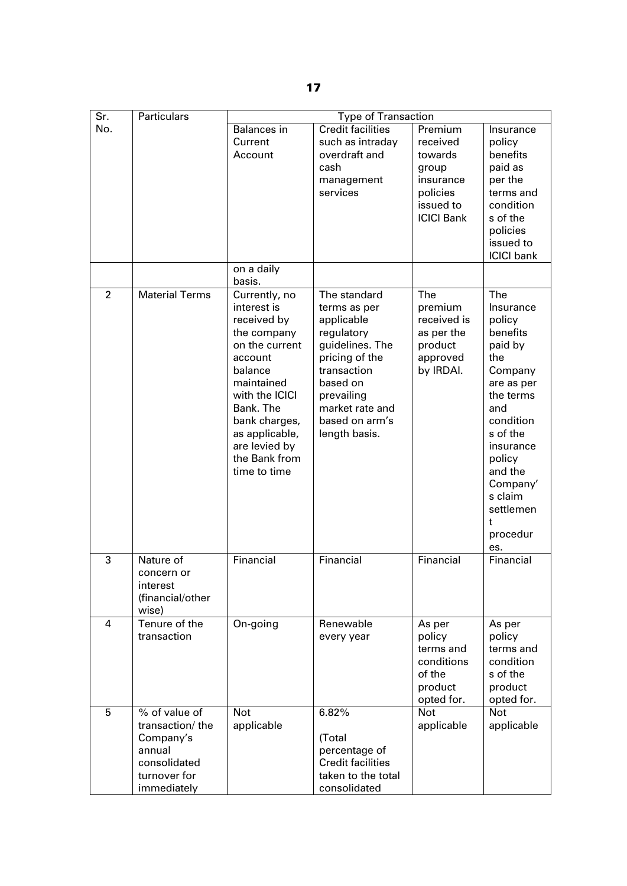| Sr. No. | Particulars | Type of Transaction | | | |
|---|---|---|---|---|---|
| | | Balances in Current Account | Credit facilities such as intraday overdraft and cash management services | Premium received towards group insurance policies issued to ICICI Bank | Insurance policy benefits paid as per the terms and conditions of the policies issued to ICICI bank |
| | | on a daily basis. | | | |
| 2 | Material Terms | Currently, no interest is received by the company on the current account balance maintained with the ICICI Bank. The bank charges, as applicable, are levied by the Bank from time to time | The standard terms as per applicable regulatory guidelines. The pricing of the transaction based on prevailing market rate and based on arm's length basis. | The premium received is as per the product approved by IRDAI. | The Insurance policy benefits paid by the Company are as per the terms and conditions of the insurance policy and the Company's claim settlement procedures. |
| 3 | Nature of concern or interest (financial/otherwise) | Financial | Financial | Financial | Financial |
| 4 | Tenure of the transaction | On-going | Renewable every year | As per policy terms and conditions of the product opted for. | As per policy terms and conditions of the product opted for. |
| 5 | % of value of transaction/ the Company's annual consolidated turnover for immediately | Not applicable | 6.82% (Total percentage of Credit facilities taken to the total consolidated | Not applicable | Not applicable |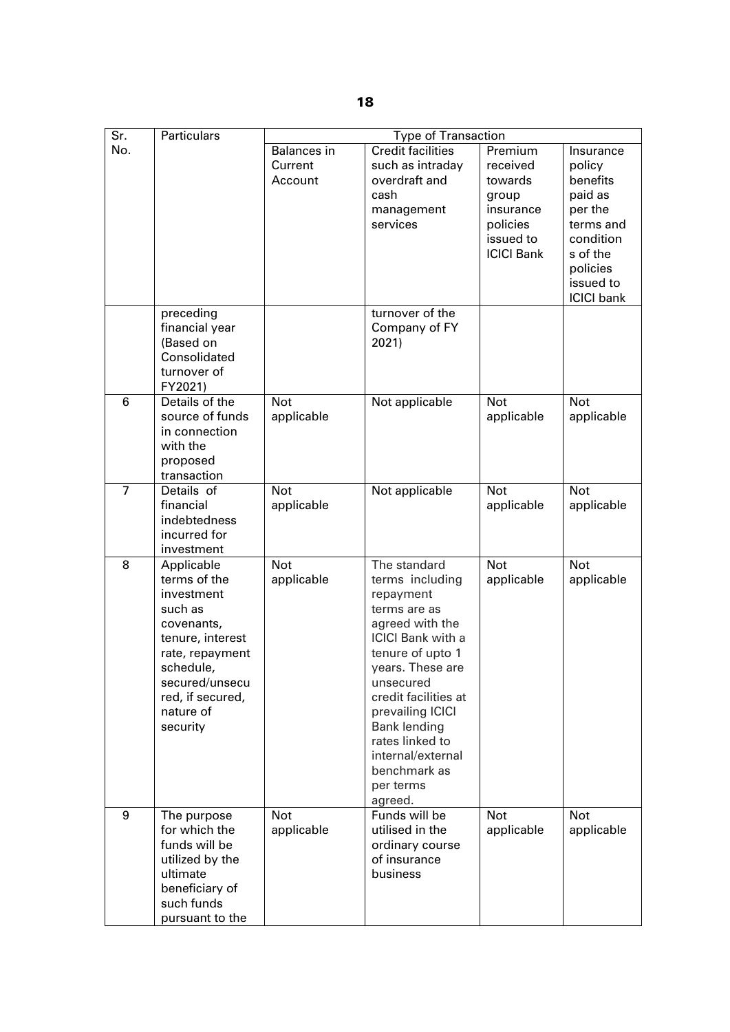| Sr. No. | Particulars | Type of Transaction | | | |
|---|---|---|---|---|---|
| | | Balances in Current Account | Credit facilities such as intraday overdraft and cash management services | Premium received towards group insurance policies issued to ICICI Bank | Insurance policy benefits paid as per the terms and conditions of the policies issued to ICICI bank |
| | preceding financial year (Based on Consolidated turnover of FY2021) | | turnover of the Company of FY 2021) | | |
| 6 | Details of the source of funds in connection with the proposed transaction | Not applicable | Not applicable | Not applicable | Not applicable |
| 7 | Details of financial indebtedness incurred for investment | Not applicable | Not applicable | Not applicable | Not applicable |
| 8 | Applicable terms of the investment such as covenants, tenure, interest rate, repayment schedule, secured/unsecured, if secured, nature of security | Not applicable | The standard terms including repayment terms are as agreed with the ICICI Bank with a tenure of upto 1 years. These are unsecured credit facilities at prevailing ICICI Bank lending rates linked to internal/external benchmark as per terms agreed. | Not applicable | Not applicable |
| 9 | The purpose for which the funds will be utilized by the ultimate beneficiary of such funds pursuant to the | Not applicable | Funds will be utilised in the ordinary course of insurance business | Not applicable | Not applicable |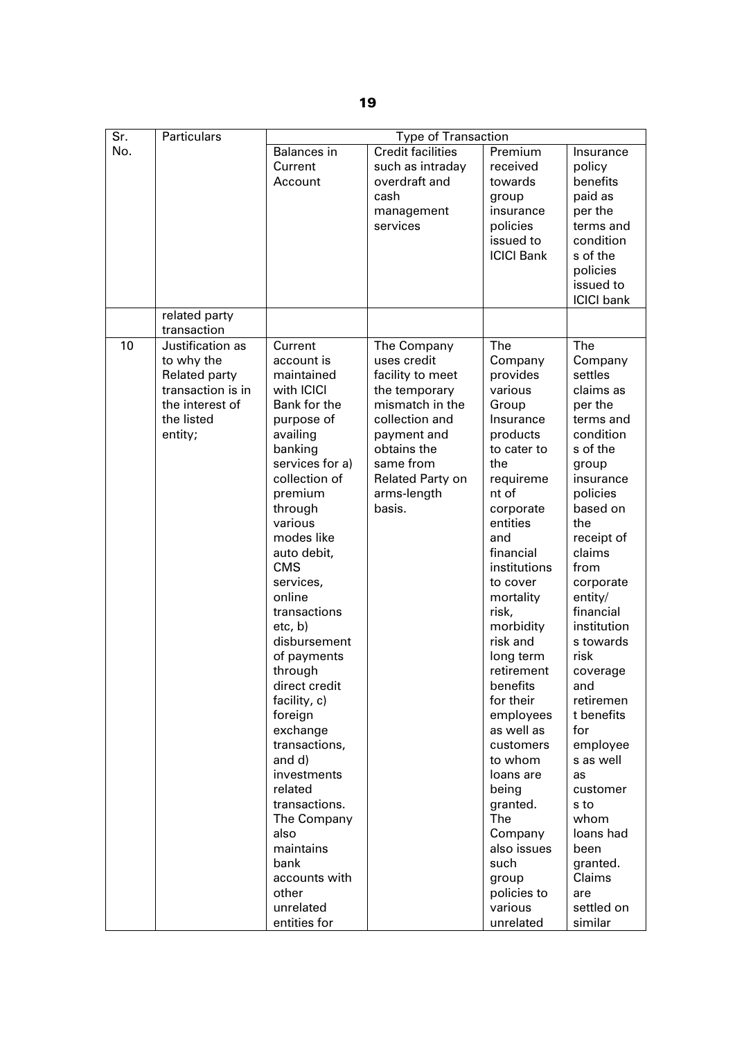| Sr. No. | Particulars | Type of Transaction | | | |
|---|---|---|---|---|---|
| | | Balances in Current Account | Credit facilities such as intraday overdraft and cash management services | Premium received towards group insurance policies issued to ICICI Bank | Insurance policy benefits paid as per the terms and conditions of the policies issued to ICICI bank |
| | related party transaction | | | | |
| 10 | Justification as to why the Related party transaction is in the interest of the listed entity; | Current account is maintained with ICICI Bank for the purpose of availing banking services for a) collection of premium through various modes like auto debit, CMS services, online transactions etc, b) disbursement of payments through direct credit facility, c) foreign exchange transactions, and d) investments related transactions. The Company also maintains bank accounts with other unrelated entities for | The Company uses credit facility to meet the temporary mismatch in the collection and payment and obtains the same from Related Party on arms-length basis. | The Company provides various Group Insurance products to cater to the requirement of corporate entities and financial institutions to cover mortality risk, morbidity risk and long term retirement benefits for their employees as well as customers to whom loans are being granted. The Company also issues such group policies to various unrelated | The Company settles claims as per the terms and conditions of the group insurance policies based on the receipt of claims from corporate entity/ financial institutions towards risk coverage and retirement benefits for employees as well as customers to whom loans had been granted. Claims are settled on similar |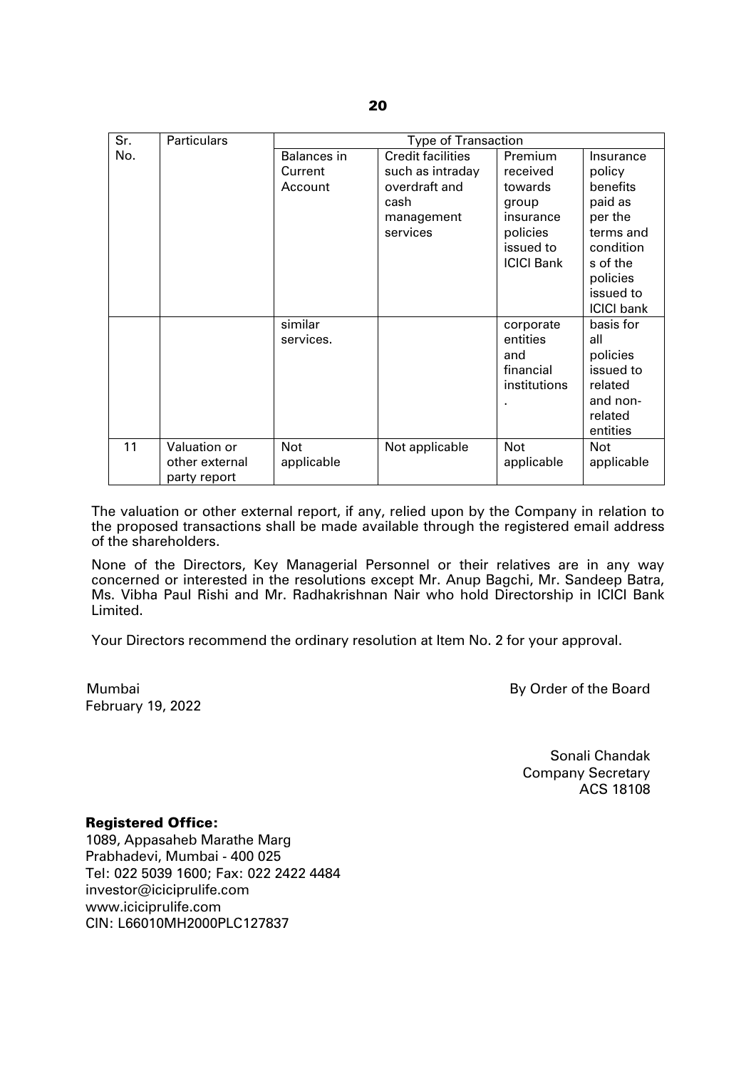| Sr. No. | Particulars | Type of Transaction | | | |
|---|---|---|---|---|---|
| | | Balances in Current Account | Credit facilities such as intraday overdraft and cash management services | Premium received towards group insurance policies issued to ICICI Bank | Insurance policy benefits paid as per the terms and conditions of the policies issued to ICICI bank |
| | | similar services. | | corporate entities and financial institutions. | basis for all policies issued to related and non-related entities |
| 11 | Valuation or other external party report | Not applicable | Not applicable | Not applicable | Not applicable |

The valuation or other external report, if any, relied upon by the Company in relation to the proposed transactions shall be made available through the registered email address of the shareholders.

None of the Directors, Key Managerial Personnel or their relatives are in any way concerned or interested in the resolutions except Mr. Anup Bagchi, Mr. Sandeep Batra, Ms. Vibha Paul Rishi and Mr. Radhakrishnan Nair who hold Directorship in ICICI Bank Limited.

Your Directors recommend the ordinary resolution at Item No. 2 for your approval.

Mumbai
February 19, 2022

By Order of the Board

Sonali Chandak
Company Secretary
ACS 18108

**Registered Office:**
1089, Appasaheb Marathe Marg
Prabhadevi, Mumbai - 400 025
Tel: 022 5039 1600; Fax: 022 2422 4484
investor@iciciprulife.com
www.iciciprulife.com
CIN: L66010MH2000PLC127837